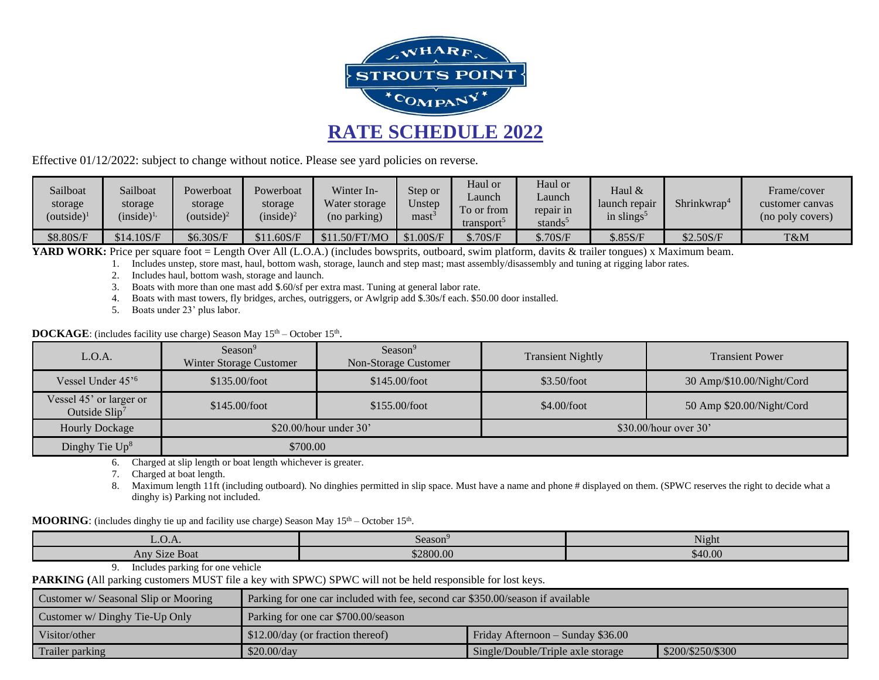WHARF STROUTS POINT COMPANY

# RATE SCHEDULE 2022

Effective 01/12/2022: subject to change without notice. Please see yard policies on reverse.

| Sailboat storage (outside)[1] | Sailboat storage (inside)[1,] | Powerboat storage (outside)[2] | Powerboat storage (inside)[2] | Winter In-Water storage (no parking) | Step or Unstep mast[3] | Haul or Launch To or from transport[5] | Haul or Launch repair in stands[5] | Haul & launch repair in slings[5] | Shrinkwrap[4] | Frame/cover customer canvas (no poly covers) |
|---|---|---|---|---|---|---|---|---|---|---|
| $8.80S/F | $14.10S/F | $6.30S/F | $11.60S/F | $11.50/FT/MO | $1.00S/F | $.70S/F | $.70S/F | $.85S/F | $2.50S/F | T&M |

**YARD WORK:** Price per square foot = Length Over All (L.O.A.) (includes bowsprits, outboard, swim platform, davits & trailer tongues) x Maximum beam.

1. Includes unstep, store mast, haul, bottom wash, storage, launch and step mast; mast assembly/disassembly and tuning at rigging labor rates.
2. Includes haul, bottom wash, storage and launch.
3. Boats with more than one mast add $.60/sf per extra mast. Tuning at general labor rate.
4. Boats with mast towers, fly bridges, arches, outriggers, or Awlgrip add $.30s/f each. $50.00 door installed.
5. Boats under 23' plus labor.

**DOCKAGE**: (includes facility use charge) Season May 15th – October 15th.

| L.O.A. | Season[9] Winter Storage Customer | Season[9] Non-Storage Customer | Transient Nightly | Transient Power |
|---|---|---|---|---|
| Vessel Under 45'[6] | $135.00/foot | $145.00/foot | $3.50/foot | 30 Amp/$10.00/Night/Cord |
| Vessel 45' or larger or Outside Slip[7] | $145.00/foot | $155.00/foot | $4.00/foot | 50 Amp $20.00/Night/Cord |
| Hourly Dockage | $20.00/hour under 30' | | $30.00/hour over 30' | |
| Dinghy Tie Up[8] | $700.00 | | | |

6. Charged at slip length or boat length whichever is greater.
7. Charged at boat length.
8. Maximum length 11ft (including outboard). No dinghies permitted in slip space. Must have a name and phone # displayed on them. (SPWC reserves the right to decide what a dinghy is) Parking not included.

**MOORING**: (includes dinghy tie up and facility use charge) Season May 15th – October 15th.

| L.O.A. | Season[9] | Night |
|---|---|---|
| Any Size Boat | $2800.00 | $40.00 |

9. Includes parking for one vehicle

**PARKING (**All parking customers MUST file a key with SPWC) SPWC will not be held responsible for lost keys.

| Customer w/ Seasonal Slip or Mooring | Parking for one car included with fee, second car $350.00/season if available | | |
|---|---|---|---|
| Customer w/ Dinghy Tie-Up Only | Parking for one car $700.00/season | | |
| Visitor/other | $12.00/day (or fraction thereof) | Friday Afternoon – Sunday $36.00 | |
| Trailer parking | $20.00/day | Single/Double/Triple axle storage | $200/$250/$300 |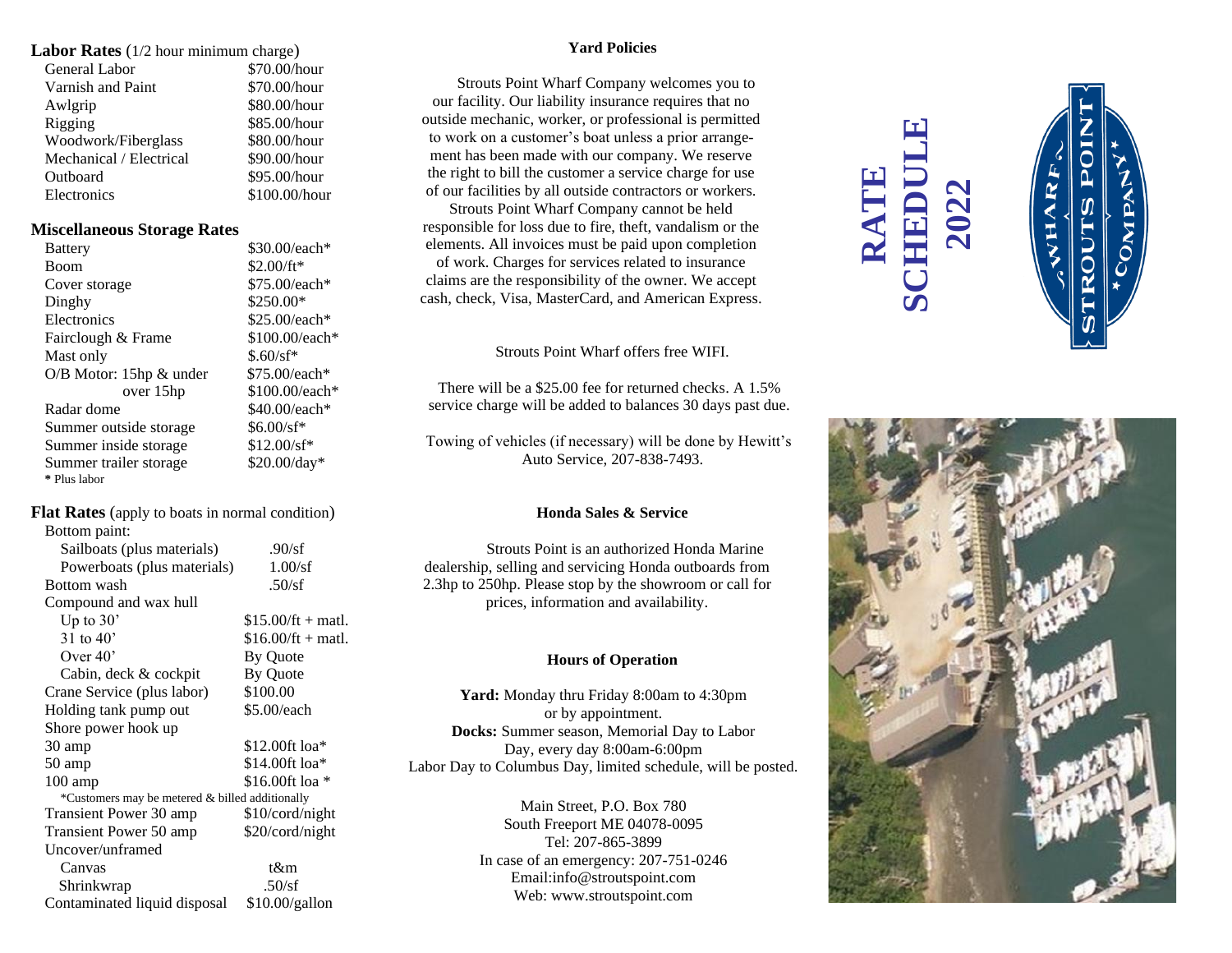## Labor Rates (1/2 hour minimum charge)

| | |
|---|---|
| General Labor | $70.00/hour |
| Varnish and Paint | $70.00/hour |
| Awlgrip | $80.00/hour |
| Rigging | $85.00/hour |
| Woodwork/Fiberglass | $80.00/hour |
| Mechanical / Electrical | $90.00/hour |
| Outboard | $95.00/hour |
| Electronics | $100.00/hour |

## Miscellaneous Storage Rates

| | |
|---|---|
| Battery | $30.00/each* |
| Boom | $2.00/ft* |
| Cover storage | $75.00/each* |
| Dinghy | $250.00* |
| Electronics | $25.00/each* |
| Fairclough & Frame | $100.00/each* |
| Mast only | $.60/sf* |
| O/B Motor: 15hp & under | $75.00/each* |
| over 15hp | $100.00/each* |
| Radar dome | $40.00/each* |
| Summer outside storage | $6.00/sf* |
| Summer inside storage | $12.00/sf* |
| Summer trailer storage | $20.00/day* |

* Plus labor

## Flat Rates (apply to boats in normal condition)

| | |
|---|---|
| Bottom paint: | |
| Sailboats (plus materials) | .90/sf |
| Powerboats (plus materials) | 1.00/sf |
| Bottom wash | .50/sf |
| Compound and wax hull | |
| Up to 30' | $15.00/ft + matl. |
| 31 to 40' | $16.00/ft + matl. |
| Over 40' | By Quote |
| Cabin, deck & cockpit | By Quote |
| Crane Service (plus labor) | $100.00 |
| Holding tank pump out | $5.00/each |
| Shore power hook up | |
| 30 amp | $12.00ft loa* |
| 50 amp | $14.00ft loa* |
| 100 amp | $16.00ft loa * |
| *Customers may be metered & billed additionally | |
| Transient Power 30 amp | $10/cord/night |
| Transient Power 50 amp | $20/cord/night |
| Uncover/unframed | |
| Canvas | t&m |
| Shrinkwrap | .50/sf |
| Contaminated liquid disposal | $10.00/gallon |

### Yard Policies

Strouts Point Wharf Company welcomes you to our facility. Our liability insurance requires that no outside mechanic, worker, or professional is permitted to work on a customer's boat unless a prior arrangement has been made with our company. We reserve the right to bill the customer a service charge for use of our facilities by all outside contractors or workers.

Strouts Point Wharf Company cannot be held responsible for loss due to fire, theft, vandalism or the elements. All invoices must be paid upon completion of work. Charges for services related to insurance claims are the responsibility of the owner. We accept cash, check, Visa, MasterCard, and American Express.

Strouts Point Wharf offers free WIFI.

There will be a $25.00 fee for returned checks. A 1.5% service charge will be added to balances 30 days past due.

Towing of vehicles (if necessary) will be done by Hewitt's Auto Service, 207-838-7493.

### Honda Sales & Service

Strouts Point is an authorized Honda Marine dealership, selling and servicing Honda outboards from 2.3hp to 250hp. Please stop by the showroom or call for prices, information and availability.

### Hours of Operation

**Yard:** Monday thru Friday 8:00am to 4:30pm or by appointment.
**Docks:** Summer season, Memorial Day to Labor Day, every day 8:00am-6:00pm
Labor Day to Columbus Day, limited schedule, will be posted.

Main Street, P.O. Box 780
South Freeport ME 04078-0095
Tel: 207-865-3899
In case of an emergency: 207-751-0246
Email:info@stroutspoint.com
Web: www.stroutspoint.com

# RATE SCHEDULE 2022

STROUTS POINT WHARF COMPANY